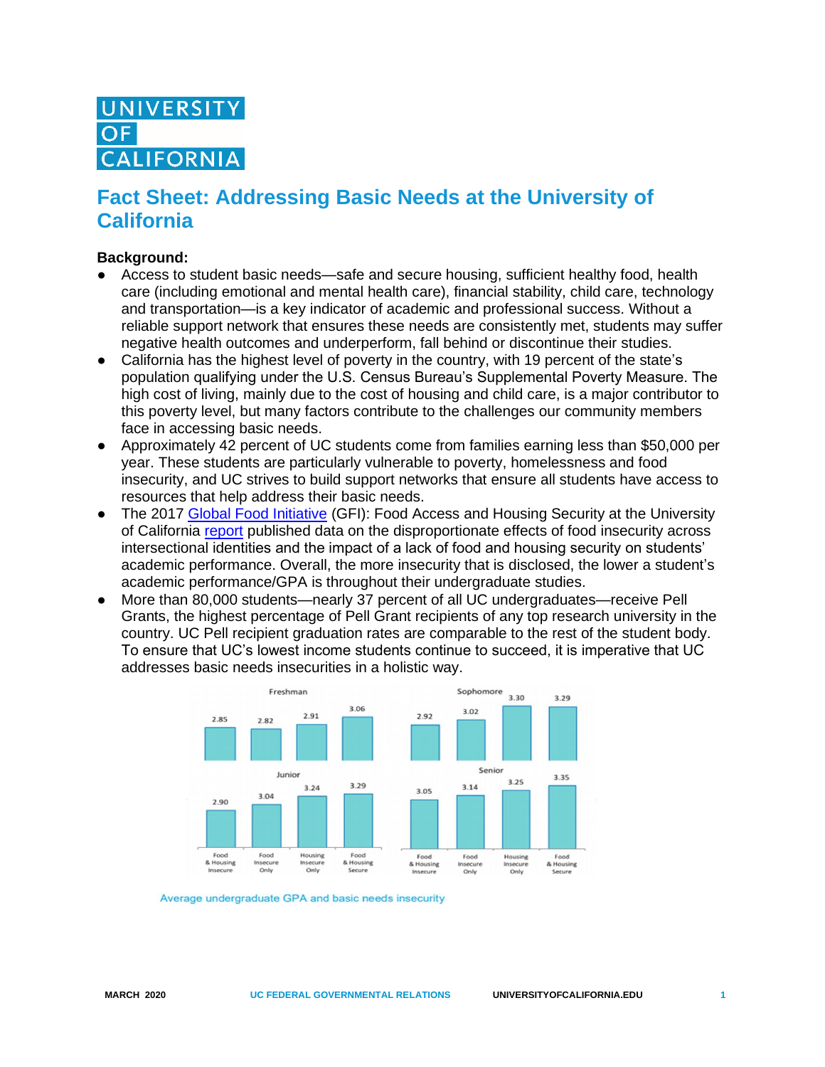UNIVERSITY OF CALIFORNIA

# Fact Sheet: Addressing Basic Needs at the University of California

**Background:**

- Access to student basic needs—safe and secure housing, sufficient healthy food, health care (including emotional and mental health care), financial stability, child care, technology and transportation—is a key indicator of academic and professional success. Without a reliable support network that ensures these needs are consistently met, students may suffer negative health outcomes and underperform, fall behind or discontinue their studies.
- California has the highest level of poverty in the country, with 19 percent of the state's population qualifying under the U.S. Census Bureau's Supplemental Poverty Measure. The high cost of living, mainly due to the cost of housing and child care, is a major contributor to this poverty level, but many factors contribute to the challenges our community members face in accessing basic needs.
- Approximately 42 percent of UC students come from families earning less than $50,000 per year. These students are particularly vulnerable to poverty, homelessness and food insecurity, and UC strives to build support networks that ensure all students have access to resources that help address their basic needs.
- The 2017 Global Food Initiative (GFI): Food Access and Housing Security at the University of California report published data on the disproportionate effects of food insecurity across intersectional identities and the impact of a lack of food and housing security on students' academic performance. Overall, the more insecurity that is disclosed, the lower a student's academic performance/GPA is throughout their undergraduate studies.
- More than 80,000 students—nearly 37 percent of all UC undergraduates—receive Pell Grants, the highest percentage of Pell Grant recipients of any top research university in the country. UC Pell recipient graduation rates are comparable to the rest of the student body. To ensure that UC's lowest income students continue to succeed, it is imperative that UC addresses basic needs insecurities in a holistic way.

| | Food & Housing Insecure | Food Insecure Only | Housing Insecure Only | Food & Housing Secure |
|---|---|---|---|---|
| Freshman | 2.85 | 2.82 | 2.91 | 3.06 |
| Sophomore | 2.92 | 3.02 | 3.30 | 3.29 |
| Junior | 2.90 | 3.04 | 3.24 | 3.29 |
| Senior | 3.05 | 3.14 | 3.25 | 3.35 |

Average undergraduate GPA and basic needs insecurity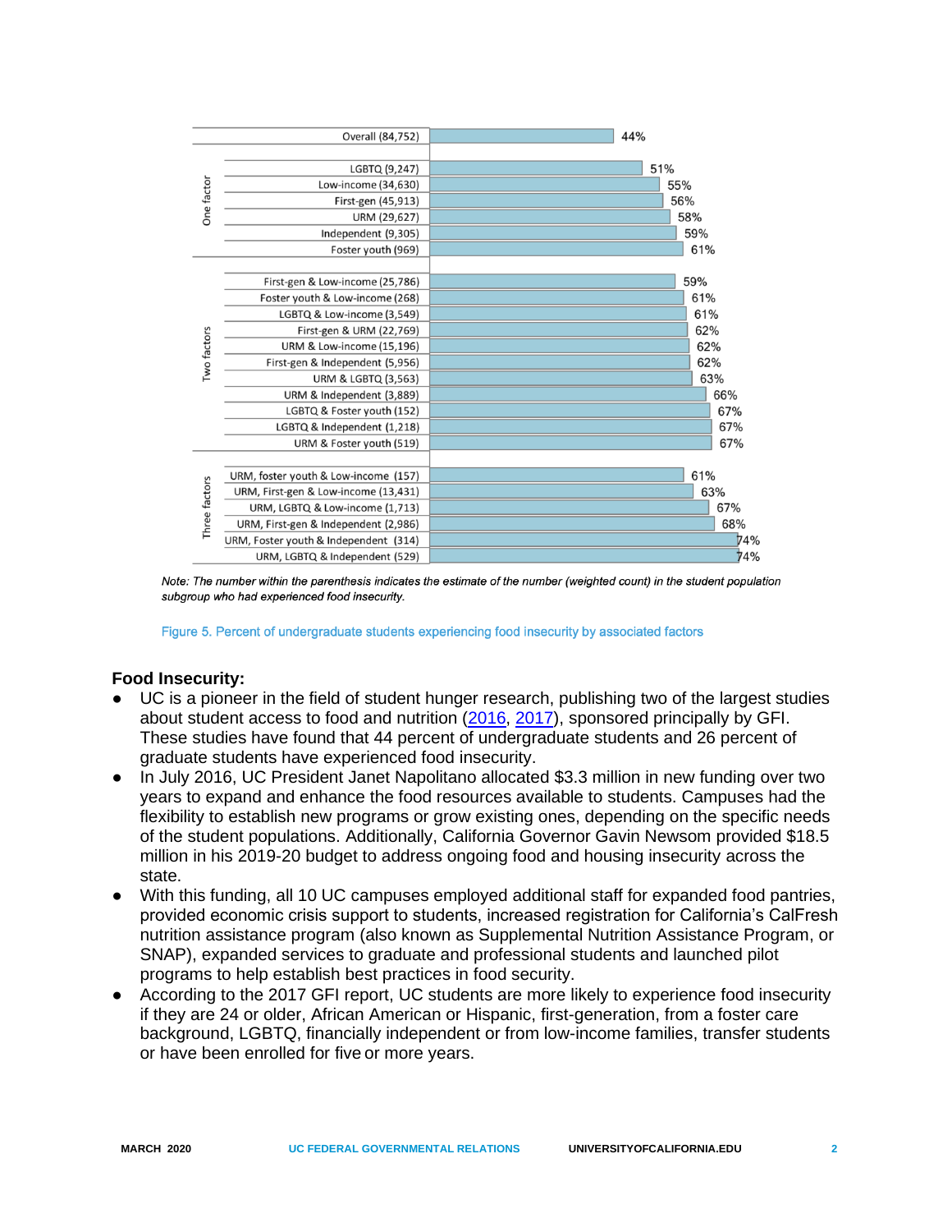| Factor group | Subgroup | Percent |
|---|---|---|
| | Overall (84,752) | 44% |
| One factor | LGBTQ (9,247) | 51% |
| | Low-income (34,630) | 55% |
| | First-gen (45,913) | 56% |
| | URM (29,627) | 58% |
| | Independent (9,305) | 59% |
| | Foster youth (969) | 61% |
| Two factors | First-gen & Low-income (25,786) | 59% |
| | Foster youth & Low-income (268) | 61% |
| | LGBTQ & Low-income (3,549) | 61% |
| | First-gen & URM (22,769) | 62% |
| | URM & Low-income (15,196) | 62% |
| | First-gen & Independent (5,956) | 62% |
| | URM & LGBTQ (3,563) | 63% |
| | URM & Independent (3,889) | 66% |
| | LGBTQ & Foster youth (152) | 67% |
| | LGBTQ & Independent (1,218) | 67% |
| | URM & Foster youth (519) | 67% |
| Three factors | URM, foster youth & Low-income (157) | 61% |
| | URM, First-gen & Low-income (13,431) | 63% |
| | URM, LGBTQ & Low-income (1,713) | 67% |
| | URM, First-gen & Independent (2,986) | 68% |
| | URM, Foster youth & Independent (314) | 74% |
| | URM, LGBTQ & Independent (529) | 74% |

*Note: The number within the parenthesis indicates the estimate of the number (weighted count) in the student population subgroup who had experienced food insecurity.*

Figure 5. Percent of undergraduate students experiencing food insecurity by associated factors

**Food Insecurity:**

- UC is a pioneer in the field of student hunger research, publishing two of the largest studies about student access to food and nutrition (2016, 2017), sponsored principally by GFI. These studies have found that 44 percent of undergraduate students and 26 percent of graduate students have experienced food insecurity.
- In July 2016, UC President Janet Napolitano allocated $3.3 million in new funding over two years to expand and enhance the food resources available to students. Campuses had the flexibility to establish new programs or grow existing ones, depending on the specific needs of the student populations. Additionally, California Governor Gavin Newsom provided $18.5 million in his 2019-20 budget to address ongoing food and housing insecurity across the state.
- With this funding, all 10 UC campuses employed additional staff for expanded food pantries, provided economic crisis support to students, increased registration for California's CalFresh nutrition assistance program (also known as Supplemental Nutrition Assistance Program, or SNAP), expanded services to graduate and professional students and launched pilot programs to help establish best practices in food security.
- According to the 2017 GFI report, UC students are more likely to experience food insecurity if they are 24 or older, African American or Hispanic, first-generation, from a foster care background, LGBTQ, financially independent or from low-income families, transfer students or have been enrolled for five or more years.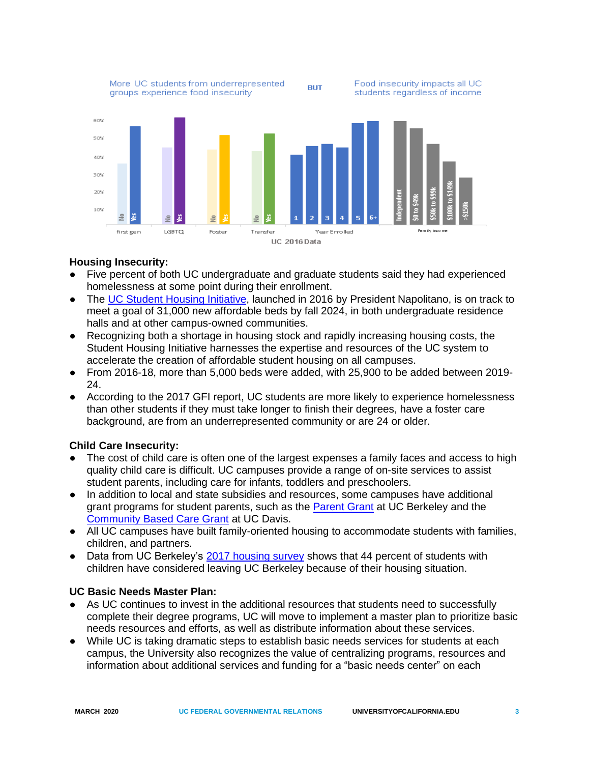More UC students from underrepresented groups experience food insecurity BUT Food insecurity impacts all UC students regardless of income

UC 2016 Data

**Housing Insecurity:**

- Five percent of both UC undergraduate and graduate students said they had experienced homelessness at some point during their enrollment.
- The UC Student Housing Initiative, launched in 2016 by President Napolitano, is on track to meet a goal of 31,000 new affordable beds by fall 2024, in both undergraduate residence halls and at other campus-owned communities.
- Recognizing both a shortage in housing stock and rapidly increasing housing costs, the Student Housing Initiative harnesses the expertise and resources of the UC system to accelerate the creation of affordable student housing on all campuses.
- From 2016-18, more than 5,000 beds were added, with 25,900 to be added between 2019-24.
- According to the 2017 GFI report, UC students are more likely to experience homelessness than other students if they must take longer to finish their degrees, have a foster care background, are from an underrepresented community or are 24 or older.

**Child Care Insecurity:**

- The cost of child care is often one of the largest expenses a family faces and access to high quality child care is difficult. UC campuses provide a range of on-site services to assist student parents, including care for infants, toddlers and preschoolers.
- In addition to local and state subsidies and resources, some campuses have additional grant programs for student parents, such as the Parent Grant at UC Berkeley and the Community Based Care Grant at UC Davis.
- All UC campuses have built family-oriented housing to accommodate students with families, children, and partners.
- Data from UC Berkeley's 2017 housing survey shows that 44 percent of students with children have considered leaving UC Berkeley because of their housing situation.

**UC Basic Needs Master Plan:**

- As UC continues to invest in the additional resources that students need to successfully complete their degree programs, UC will move to implement a master plan to prioritize basic needs resources and efforts, as well as distribute information about these services.
- While UC is taking dramatic steps to establish basic needs services for students at each campus, the University also recognizes the value of centralizing programs, resources and information about additional services and funding for a "basic needs center" on each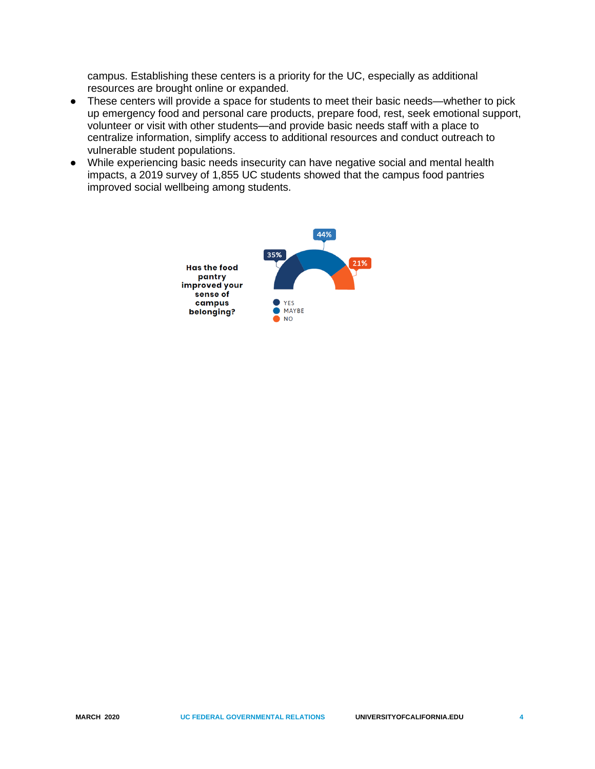campus. Establishing these centers is a priority for the UC, especially as additional resources are brought online or expanded.

- These centers will provide a space for students to meet their basic needs—whether to pick up emergency food and personal care products, prepare food, rest, seek emotional support, volunteer or visit with other students—and provide basic needs staff with a place to centralize information, simplify access to additional resources and conduct outreach to vulnerable student populations.
- While experiencing basic needs insecurity can have negative social and mental health impacts, a 2019 survey of 1,855 UC students showed that the campus food pantries improved social wellbeing among students.

Has the food pantry improved your sense of campus belonging?

35%
44%
21%

YES
MAYBE
NO